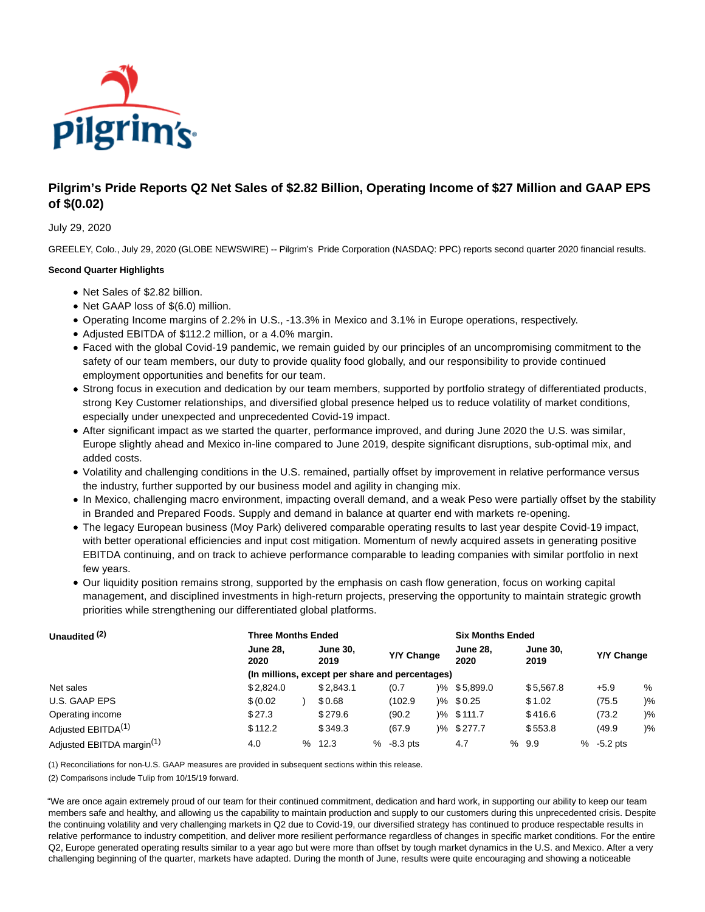# Pilgrim's Pride Reports Q2 Net Sales of $2.82 Billion, Operating Income of $27 Million and GAAP EPS of $(0.02)

July 29, 2020

GREELEY, Colo., July 29, 2020 (GLOBE NEWSWIRE) -- Pilgrim's Pride Corporation (NASDAQ: PPC) reports second quarter 2020 financial results.

**Second Quarter Highlights**

- Net Sales of $2.82 billion.
- Net GAAP loss of $(6.0) million.
- Operating Income margins of 2.2% in U.S., -13.3% in Mexico and 3.1% in Europe operations, respectively.
- Adjusted EBITDA of $112.2 million, or a 4.0% margin.
- Faced with the global Covid-19 pandemic, we remain guided by our principles of an uncompromising commitment to the safety of our team members, our duty to provide quality food globally, and our responsibility to provide continued employment opportunities and benefits for our team.
- Strong focus in execution and dedication by our team members, supported by portfolio strategy of differentiated products, strong Key Customer relationships, and diversified global presence helped us to reduce volatility of market conditions, especially under unexpected and unprecedented Covid-19 impact.
- After significant impact as we started the quarter, performance improved, and during June 2020 the U.S. was similar, Europe slightly ahead and Mexico in-line compared to June 2019, despite significant disruptions, sub-optimal mix, and added costs.
- Volatility and challenging conditions in the U.S. remained, partially offset by improvement in relative performance versus the industry, further supported by our business model and agility in changing mix.
- In Mexico, challenging macro environment, impacting overall demand, and a weak Peso were partially offset by the stability in Branded and Prepared Foods. Supply and demand in balance at quarter end with markets re-opening.
- The legacy European business (Moy Park) delivered comparable operating results to last year despite Covid-19 impact, with better operational efficiencies and input cost mitigation. Momentum of newly acquired assets in generating positive EBITDA continuing, and on track to achieve performance comparable to leading companies with similar portfolio in next few years.
- Our liquidity position remains strong, supported by the emphasis on cash flow generation, focus on working capital management, and disciplined investments in high-return projects, preserving the opportunity to maintain strategic growth priorities while strengthening our differentiated global platforms.

| Unaudited [2] | Three Months Ended | | | Six Months Ended | | |
|---|---|---|---|---|---|---|
| | June 28, 2020 | June 30, 2019 | Y/Y Change | June 28, 2020 | June 30, 2019 | Y/Y Change |
| | (In millions, except per share and percentages) | | | | | |
| Net sales | $2,824.0 | $2,843.1 | (0.7)% | $5,899.0 | $5,567.8 | +5.9 % |
| U.S. GAAP EPS | $(0.02) | $0.68 | (102.9)% | $0.25 | $1.02 | (75.5)% |
| Operating income | $27.3 | $279.6 | (90.2)% | $111.7 | $416.6 | (73.2)% |
| Adjusted EBITDA[1] | $112.2 | $349.3 | (67.9)% | $277.7 | $553.8 | (49.9)% |
| Adjusted EBITDA margin[1] | 4.0 % | 12.3 % | -8.3 pts | 4.7 % | 9.9 % | -5.2 pts |

(1) Reconciliations for non-U.S. GAAP measures are provided in subsequent sections within this release.

(2) Comparisons include Tulip from 10/15/19 forward.

"We are once again extremely proud of our team for their continued commitment, dedication and hard work, in supporting our ability to keep our team members safe and healthy, and allowing us the capability to maintain production and supply to our customers during this unprecedented crisis. Despite the continuing volatility and very challenging markets in Q2 due to Covid-19, our diversified strategy has continued to produce respectable results in relative performance to industry competition, and deliver more resilient performance regardless of changes in specific market conditions. For the entire Q2, Europe generated operating results similar to a year ago but were more than offset by tough market dynamics in the U.S. and Mexico. After a very challenging beginning of the quarter, markets have adapted. During the month of June, results were quite encouraging and showing a noticeable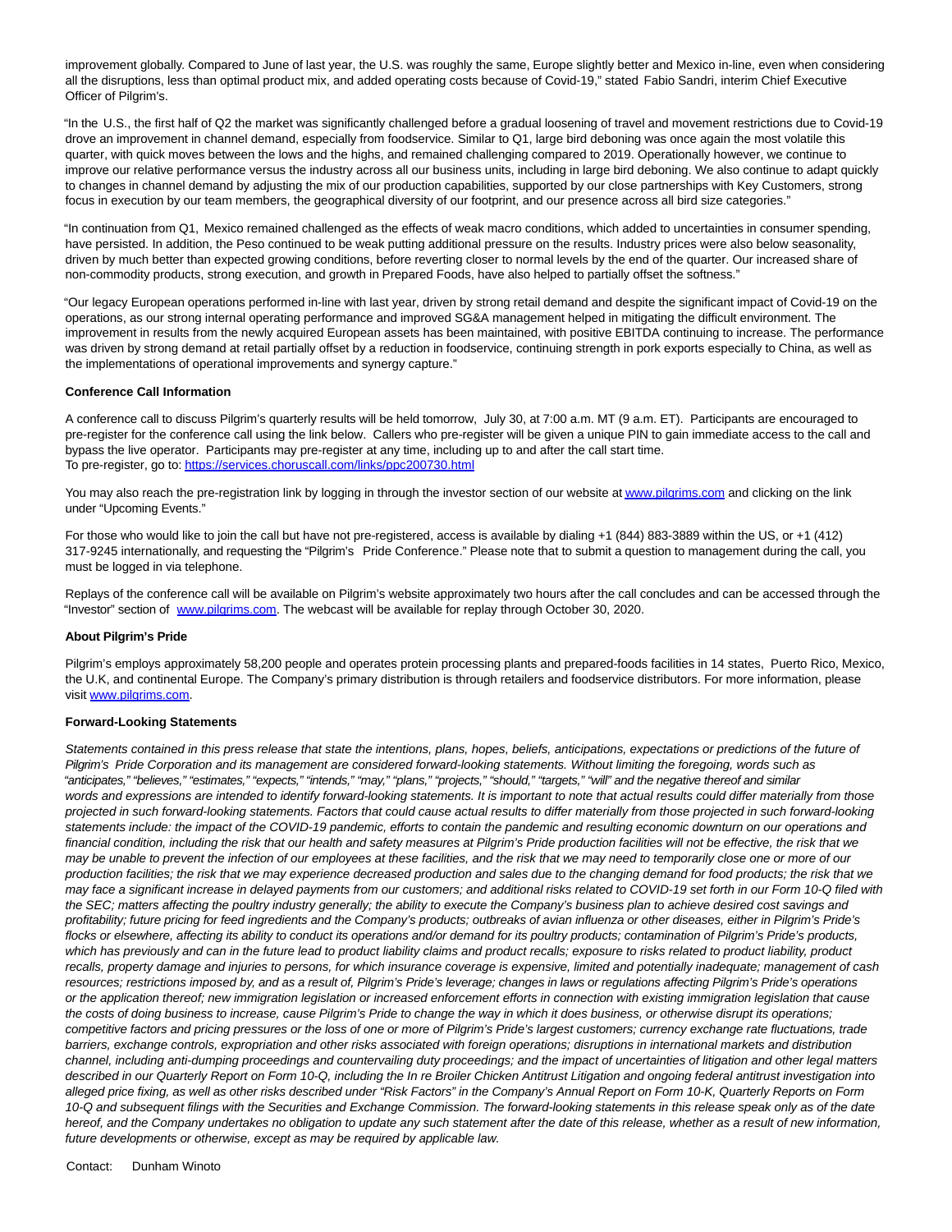improvement globally. Compared to June of last year, the U.S. was roughly the same, Europe slightly better and Mexico in-line, even when considering all the disruptions, less than optimal product mix, and added operating costs because of Covid-19," stated Fabio Sandri, interim Chief Executive Officer of Pilgrim's.

"In the U.S., the first half of Q2 the market was significantly challenged before a gradual loosening of travel and movement restrictions due to Covid-19 drove an improvement in channel demand, especially from foodservice. Similar to Q1, large bird deboning was once again the most volatile this quarter, with quick moves between the lows and the highs, and remained challenging compared to 2019. Operationally however, we continue to improve our relative performance versus the industry across all our business units, including in large bird deboning. We also continue to adapt quickly to changes in channel demand by adjusting the mix of our production capabilities, supported by our close partnerships with Key Customers, strong focus in execution by our team members, the geographical diversity of our footprint, and our presence across all bird size categories."

"In continuation from Q1, Mexico remained challenged as the effects of weak macro conditions, which added to uncertainties in consumer spending, have persisted. In addition, the Peso continued to be weak putting additional pressure on the results. Industry prices were also below seasonality, driven by much better than expected growing conditions, before reverting closer to normal levels by the end of the quarter. Our increased share of non-commodity products, strong execution, and growth in Prepared Foods, have also helped to partially offset the softness."

"Our legacy European operations performed in-line with last year, driven by strong retail demand and despite the significant impact of Covid-19 on the operations, as our strong internal operating performance and improved SG&A management helped in mitigating the difficult environment. The improvement in results from the newly acquired European assets has been maintained, with positive EBITDA continuing to increase. The performance was driven by strong demand at retail partially offset by a reduction in foodservice, continuing strength in pork exports especially to China, as well as the implementations of operational improvements and synergy capture."

**Conference Call Information**

A conference call to discuss Pilgrim's quarterly results will be held tomorrow, July 30, at 7:00 a.m. MT (9 a.m. ET). Participants are encouraged to pre-register for the conference call using the link below. Callers who pre-register will be given a unique PIN to gain immediate access to the call and bypass the live operator. Participants may pre-register at any time, including up to and after the call start time.
To pre-register, go to: https://services.choruscall.com/links/ppc200730.html

You may also reach the pre-registration link by logging in through the investor section of our website at www.pilgrims.com and clicking on the link under "Upcoming Events."

For those who would like to join the call but have not pre-registered, access is available by dialing +1 (844) 883-3889 within the US, or +1 (412) 317-9245 internationally, and requesting the "Pilgrim's Pride Conference." Please note that to submit a question to management during the call, you must be logged in via telephone.

Replays of the conference call will be available on Pilgrim's website approximately two hours after the call concludes and can be accessed through the "Investor" section of www.pilgrims.com. The webcast will be available for replay through October 30, 2020.

**About Pilgrim's Pride**

Pilgrim's employs approximately 58,200 people and operates protein processing plants and prepared-foods facilities in 14 states, Puerto Rico, Mexico, the U.K, and continental Europe. The Company's primary distribution is through retailers and foodservice distributors. For more information, please visit www.pilgrims.com.

**Forward-Looking Statements**

*Statements contained in this press release that state the intentions, plans, hopes, beliefs, anticipations, expectations or predictions of the future of Pilgrim's Pride Corporation and its management are considered forward-looking statements. Without limiting the foregoing, words such as "anticipates," "believes," "estimates," "expects," "intends," "may," "plans," "projects," "should," "targets," "will" and the negative thereof and similar words and expressions are intended to identify forward-looking statements. It is important to note that actual results could differ materially from those projected in such forward-looking statements. Factors that could cause actual results to differ materially from those projected in such forward-looking statements include: the impact of the COVID-19 pandemic, efforts to contain the pandemic and resulting economic downturn on our operations and financial condition, including the risk that our health and safety measures at Pilgrim's Pride production facilities will not be effective, the risk that we may be unable to prevent the infection of our employees at these facilities, and the risk that we may need to temporarily close one or more of our production facilities; the risk that we may experience decreased production and sales due to the changing demand for food products; the risk that we may face a significant increase in delayed payments from our customers; and additional risks related to COVID-19 set forth in our Form 10-Q filed with the SEC; matters affecting the poultry industry generally; the ability to execute the Company's business plan to achieve desired cost savings and profitability; future pricing for feed ingredients and the Company's products; outbreaks of avian influenza or other diseases, either in Pilgrim's Pride's flocks or elsewhere, affecting its ability to conduct its operations and/or demand for its poultry products; contamination of Pilgrim's Pride's products, which has previously and can in the future lead to product liability claims and product recalls; exposure to risks related to product liability, product recalls, property damage and injuries to persons, for which insurance coverage is expensive, limited and potentially inadequate; management of cash resources; restrictions imposed by, and as a result of, Pilgrim's Pride's leverage; changes in laws or regulations affecting Pilgrim's Pride's operations or the application thereof; new immigration legislation or increased enforcement efforts in connection with existing immigration legislation that cause the costs of doing business to increase, cause Pilgrim's Pride to change the way in which it does business, or otherwise disrupt its operations; competitive factors and pricing pressures or the loss of one or more of Pilgrim's Pride's largest customers; currency exchange rate fluctuations, trade barriers, exchange controls, expropriation and other risks associated with foreign operations; disruptions in international markets and distribution channel, including anti-dumping proceedings and countervailing duty proceedings; and the impact of uncertainties of litigation and other legal matters described in our Quarterly Report on Form 10-Q, including the In re Broiler Chicken Antitrust Litigation and ongoing federal antitrust investigation into alleged price fixing, as well as other risks described under "Risk Factors" in the Company's Annual Report on Form 10-K, Quarterly Reports on Form 10-Q and subsequent filings with the Securities and Exchange Commission. The forward-looking statements in this release speak only as of the date hereof, and the Company undertakes no obligation to update any such statement after the date of this release, whether as a result of new information, future developments or otherwise, except as may be required by applicable law.*

Contact: Dunham Winoto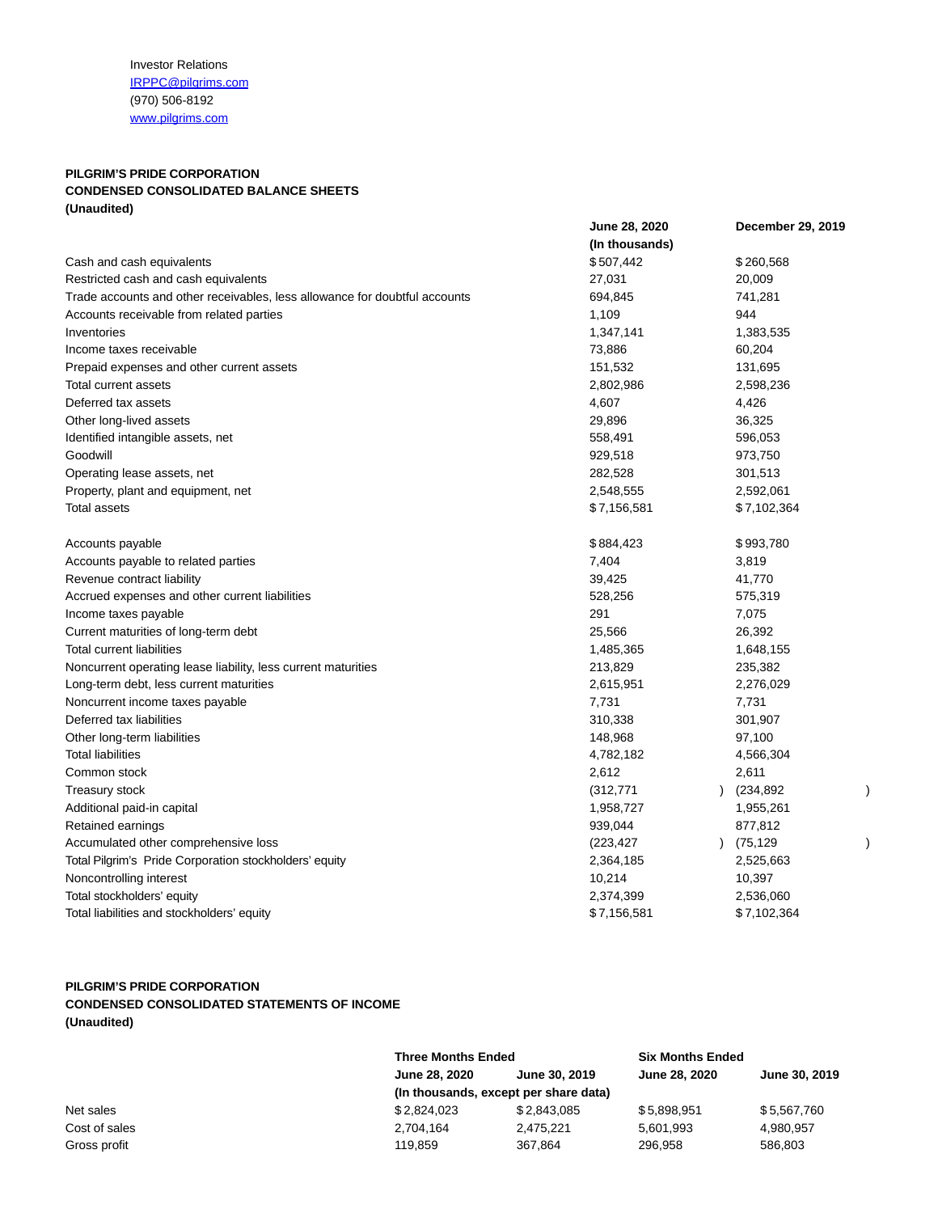Investor Relations
IRPPC@pilgrims.com
(970) 506-8192
www.pilgrims.com

**PILGRIM'S PRIDE CORPORATION**
**CONDENSED CONSOLIDATED BALANCE SHEETS**
**(Unaudited)**

| | June 28, 2020 | December 29, 2019 |
|---|---|---|
| | (In thousands) | |
| Cash and cash equivalents | $ 507,442 | $ 260,568 |
| Restricted cash and cash equivalents | 27,031 | 20,009 |
| Trade accounts and other receivables, less allowance for doubtful accounts | 694,845 | 741,281 |
| Accounts receivable from related parties | 1,109 | 944 |
| Inventories | 1,347,141 | 1,383,535 |
| Income taxes receivable | 73,886 | 60,204 |
| Prepaid expenses and other current assets | 151,532 | 131,695 |
| Total current assets | 2,802,986 | 2,598,236 |
| Deferred tax assets | 4,607 | 4,426 |
| Other long-lived assets | 29,896 | 36,325 |
| Identified intangible assets, net | 558,491 | 596,053 |
| Goodwill | 929,518 | 973,750 |
| Operating lease assets, net | 282,528 | 301,513 |
| Property, plant and equipment, net | 2,548,555 | 2,592,061 |
| Total assets | $ 7,156,581 | $ 7,102,364 |
| | | |
| Accounts payable | $ 884,423 | $ 993,780 |
| Accounts payable to related parties | 7,404 | 3,819 |
| Revenue contract liability | 39,425 | 41,770 |
| Accrued expenses and other current liabilities | 528,256 | 575,319 |
| Income taxes payable | 291 | 7,075 |
| Current maturities of long-term debt | 25,566 | 26,392 |
| Total current liabilities | 1,485,365 | 1,648,155 |
| Noncurrent operating lease liability, less current maturities | 213,829 | 235,382 |
| Long-term debt, less current maturities | 2,615,951 | 2,276,029 |
| Noncurrent income taxes payable | 7,731 | 7,731 |
| Deferred tax liabilities | 310,338 | 301,907 |
| Other long-term liabilities | 148,968 | 97,100 |
| Total liabilities | 4,782,182 | 4,566,304 |
| Common stock | 2,612 | 2,611 |
| Treasury stock | (312,771) | (234,892) |
| Additional paid-in capital | 1,958,727 | 1,955,261 |
| Retained earnings | 939,044 | 877,812 |
| Accumulated other comprehensive loss | (223,427) | (75,129) |
| Total Pilgrim's Pride Corporation stockholders' equity | 2,364,185 | 2,525,663 |
| Noncontrolling interest | 10,214 | 10,397 |
| Total stockholders' equity | 2,374,399 | 2,536,060 |
| Total liabilities and stockholders' equity | $ 7,156,581 | $ 7,102,364 |

**PILGRIM'S PRIDE CORPORATION**
**CONDENSED CONSOLIDATED STATEMENTS OF INCOME**
**(Unaudited)**

| | Three Months Ended | | Six Months Ended | |
|---|---|---|---|---|
| | June 28, 2020 | June 30, 2019 | June 28, 2020 | June 30, 2019 |
| | (In thousands, except per share data) | | | |
| Net sales | $ 2,824,023 | $ 2,843,085 | $ 5,898,951 | $ 5,567,760 |
| Cost of sales | 2,704,164 | 2,475,221 | 5,601,993 | 4,980,957 |
| Gross profit | 119,859 | 367,864 | 296,958 | 586,803 |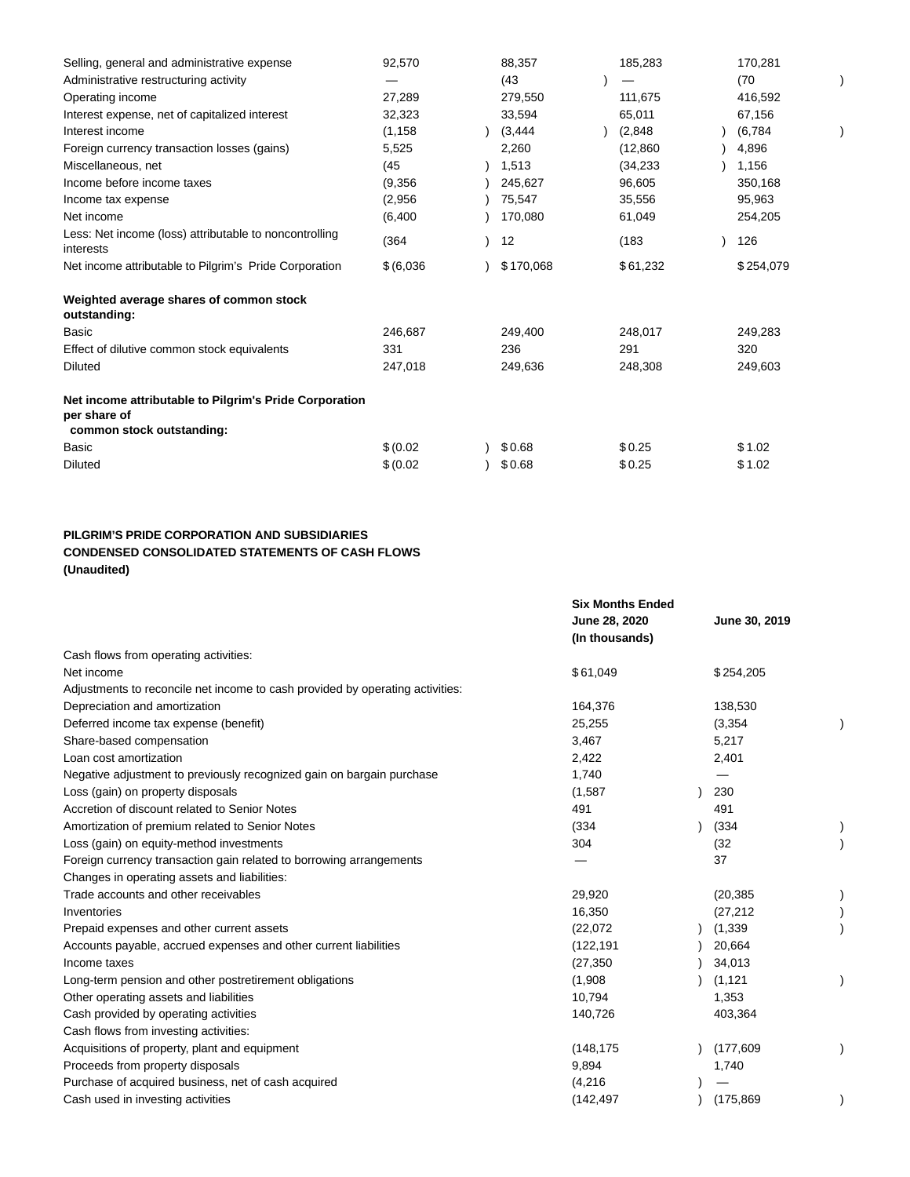| | | | | |
|---|---|---|---|---|
| Selling, general and administrative expense | 92,570 | 88,357 | 185,283 | 170,281 |
| Administrative restructuring activity | — | (43) | — | (70) |
| Operating income | 27,289 | 279,550 | 111,675 | 416,592 |
| Interest expense, net of capitalized interest | 32,323 | 33,594 | 65,011 | 67,156 |
| Interest income | (1,158) | (3,444) | (2,848) | (6,784) |
| Foreign currency transaction losses (gains) | 5,525 | 2,260 | (12,860) | 4,896 |
| Miscellaneous, net | (45) | 1,513 | (34,233) | 1,156 |
| Income before income taxes | (9,356) | 245,627 | 96,605 | 350,168 |
| Income tax expense | (2,956) | 75,547 | 35,556 | 95,963 |
| Net income | (6,400) | 170,080 | 61,049 | 254,205 |
| Less: Net income (loss) attributable to noncontrolling interests | (364) | 12 | (183) | 126 |
| Net income attributable to Pilgrim's Pride Corporation | $(6,036) | $170,068 | $61,232 | $254,079 |
| **Weighted average shares of common stock outstanding:** | | | | |
| Basic | 246,687 | 249,400 | 248,017 | 249,283 |
| Effect of dilutive common stock equivalents | 331 | 236 | 291 | 320 |
| Diluted | 247,018 | 249,636 | 248,308 | 249,603 |
| **Net income attributable to Pilgrim's Pride Corporation per share of common stock outstanding:** | | | | |
| Basic | $(0.02) | $0.68 | $0.25 | $1.02 |
| Diluted | $(0.02) | $0.68 | $0.25 | $1.02 |

**PILGRIM'S PRIDE CORPORATION AND SUBSIDIARIES**
**CONDENSED CONSOLIDATED STATEMENTS OF CASH FLOWS**
**(Unaudited)**

| | Six Months Ended | |
|---|---|---|
| | June 28, 2020 | June 30, 2019 |
| | (In thousands) | |
| Cash flows from operating activities: | | |
| Net income | $61,049 | $254,205 |
| Adjustments to reconcile net income to cash provided by operating activities: | | |
| Depreciation and amortization | 164,376 | 138,530 |
| Deferred income tax expense (benefit) | 25,255 | (3,354) |
| Share-based compensation | 3,467 | 5,217 |
| Loan cost amortization | 2,422 | 2,401 |
| Negative adjustment to previously recognized gain on bargain purchase | 1,740 | — |
| Loss (gain) on property disposals | (1,587) | 230 |
| Accretion of discount related to Senior Notes | 491 | 491 |
| Amortization of premium related to Senior Notes | (334) | (334) |
| Loss (gain) on equity-method investments | 304 | (32) |
| Foreign currency transaction gain related to borrowing arrangements | — | 37 |
| Changes in operating assets and liabilities: | | |
| Trade accounts and other receivables | 29,920 | (20,385) |
| Inventories | 16,350 | (27,212) |
| Prepaid expenses and other current assets | (22,072) | (1,339) |
| Accounts payable, accrued expenses and other current liabilities | (122,191) | 20,664 |
| Income taxes | (27,350) | 34,013 |
| Long-term pension and other postretirement obligations | (1,908) | (1,121) |
| Other operating assets and liabilities | 10,794 | 1,353 |
| Cash provided by operating activities | 140,726 | 403,364 |
| Cash flows from investing activities: | | |
| Acquisitions of property, plant and equipment | (148,175) | (177,609) |
| Proceeds from property disposals | 9,894 | 1,740 |
| Purchase of acquired business, net of cash acquired | (4,216) | — |
| Cash used in investing activities | (142,497) | (175,869) |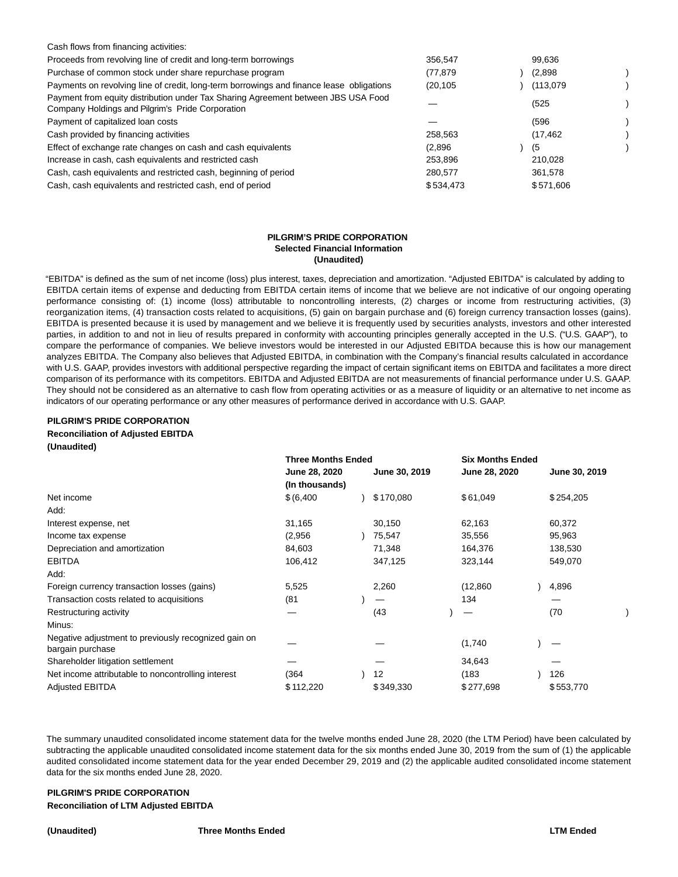| | | |
|---|---|---|
| Cash flows from financing activities: | | |
| Proceeds from revolving line of credit and long-term borrowings | 356,547 | 99,636 |
| Purchase of common stock under share repurchase program | (77,879) | (2,898) |
| Payments on revolving line of credit, long-term borrowings and finance lease obligations | (20,105) | (113,079) |
| Payment from equity distribution under Tax Sharing Agreement between JBS USA Food Company Holdings and Pilgrim's Pride Corporation | — | (525) |
| Payment of capitalized loan costs | — | (596) |
| Cash provided by financing activities | 258,563 | (17,462) |
| Effect of exchange rate changes on cash and cash equivalents | (2,896) | (5) |
| Increase in cash, cash equivalents and restricted cash | 253,896 | 210,028 |
| Cash, cash equivalents and restricted cash, beginning of period | 280,577 | 361,578 |
| Cash, cash equivalents and restricted cash, end of period | $534,473 | $571,606 |

**PILGRIM'S PRIDE CORPORATION**
**Selected Financial Information**
**(Unaudited)**

"EBITDA" is defined as the sum of net income (loss) plus interest, taxes, depreciation and amortization. "Adjusted EBITDA" is calculated by adding to EBITDA certain items of expense and deducting from EBITDA certain items of income that we believe are not indicative of our ongoing operating performance consisting of: (1) income (loss) attributable to noncontrolling interests, (2) charges or income from restructuring activities, (3) reorganization items, (4) transaction costs related to acquisitions, (5) gain on bargain purchase and (6) foreign currency transaction losses (gains). EBITDA is presented because it is used by management and we believe it is frequently used by securities analysts, investors and other interested parties, in addition to and not in lieu of results prepared in conformity with accounting principles generally accepted in the U.S. ("U.S. GAAP"), to compare the performance of companies. We believe investors would be interested in our Adjusted EBITDA because this is how our management analyzes EBITDA. The Company also believes that Adjusted EBITDA, in combination with the Company's financial results calculated in accordance with U.S. GAAP, provides investors with additional perspective regarding the impact of certain significant items on EBITDA and facilitates a more direct comparison of its performance with its competitors. EBITDA and Adjusted EBITDA are not measurements of financial performance under U.S. GAAP. They should not be considered as an alternative to cash flow from operating activities or as a measure of liquidity or an alternative to net income as indicators of our operating performance or any other measures of performance derived in accordance with U.S. GAAP.

**PILGRIM'S PRIDE CORPORATION**
**Reconciliation of Adjusted EBITDA**
**(Unaudited)**

| | Three Months Ended | | Six Months Ended | |
|---|---|---|---|---|
| | June 28, 2020 | June 30, 2019 | June 28, 2020 | June 30, 2019 |
| | (In thousands) | | | |
| Net income | $(6,400) | $170,080 | $61,049 | $254,205 |
| Add: | | | | |
| Interest expense, net | 31,165 | 30,150 | 62,163 | 60,372 |
| Income tax expense | (2,956) | 75,547 | 35,556 | 95,963 |
| Depreciation and amortization | 84,603 | 71,348 | 164,376 | 138,530 |
| EBITDA | 106,412 | 347,125 | 323,144 | 549,070 |
| Add: | | | | |
| Foreign currency transaction losses (gains) | 5,525 | 2,260 | (12,860) | 4,896 |
| Transaction costs related to acquisitions | (81) | — | 134 | — |
| Restructuring activity | — | (43) | — | (70) |
| Minus: | | | | |
| Negative adjustment to previously recognized gain on bargain purchase | — | — | (1,740) | — |
| Shareholder litigation settlement | — | — | 34,643 | — |
| Net income attributable to noncontrolling interest | (364) | 12 | (183) | 126 |
| Adjusted EBITDA | $112,220 | $349,330 | $277,698 | $553,770 |

The summary unaudited consolidated income statement data for the twelve months ended June 28, 2020 (the LTM Period) have been calculated by subtracting the applicable unaudited consolidated income statement data for the six months ended June 30, 2019 from the sum of (1) the applicable audited consolidated income statement data for the year ended December 29, 2019 and (2) the applicable audited consolidated income statement data for the six months ended June 28, 2020.

**PILGRIM'S PRIDE CORPORATION**
**Reconciliation of LTM Adjusted EBITDA**

| (Unaudited) | Three Months Ended | LTM Ended |
|---|---|---|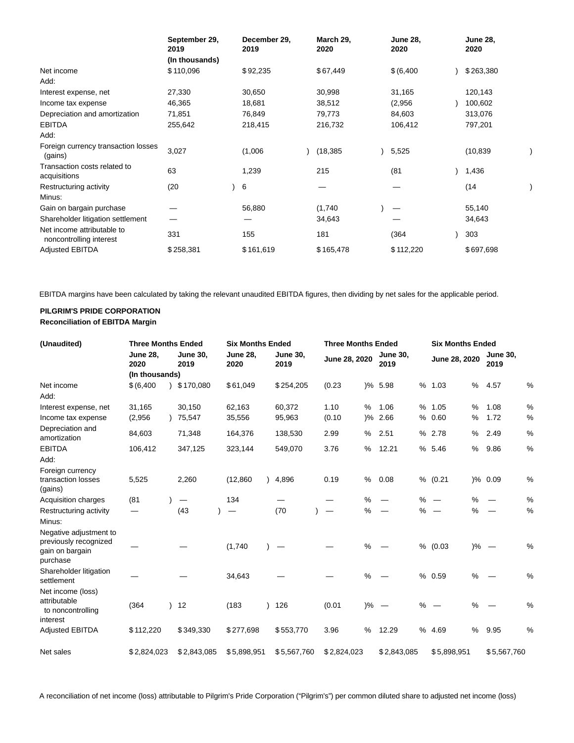| | September 29, 2019 | December 29, 2019 | March 29, 2020 | June 28, 2020 | June 28, 2020 |
|---|---|---|---|---|---|
| | (In thousands) | | | | |
| Net income | $110,096 | $92,235 | $67,449 | $(6,400) | $263,380 |
| Add: | | | | | |
| Interest expense, net | 27,330 | 30,650 | 30,998 | 31,165 | 120,143 |
| Income tax expense | 46,365 | 18,681 | 38,512 | (2,956) | 100,602 |
| Depreciation and amortization | 71,851 | 76,849 | 79,773 | 84,603 | 313,076 |
| EBITDA | 255,642 | 218,415 | 216,732 | 106,412 | 797,201 |
| Add: | | | | | |
| Foreign currency transaction losses (gains) | 3,027 | (1,006) | (18,385) | 5,525 | (10,839) |
| Transaction costs related to acquisitions | 63 | 1,239 | 215 | (81) | 1,436 |
| Restructuring activity | (20) | 6 | — | — | (14) |
| Minus: | | | | | |
| Gain on bargain purchase | — | 56,880 | (1,740) | — | 55,140 |
| Shareholder litigation settlement | — | — | 34,643 | — | 34,643 |
| Net income attributable to noncontrolling interest | 331 | 155 | 181 | (364) | 303 |
| Adjusted EBITDA | $258,381 | $161,619 | $165,478 | $112,220 | $697,698 |

EBITDA margins have been calculated by taking the relevant unaudited EBITDA figures, then dividing by net sales for the applicable period.

**PILGRIM'S PRIDE CORPORATION**
**Reconciliation of EBITDA Margin**

| (Unaudited) | Three Months Ended | | Six Months Ended | | Three Months Ended | | Six Months Ended | |
|---|---|---|---|---|---|---|---|---|
| | June 28, 2020 | June 30, 2019 | June 28, 2020 | June 30, 2019 | June 28, 2020 | June 30, 2019 | June 28, 2020 | June 30, 2019 |
| | (In thousands) | | | | | | | |
| Net income | $(6,400) | $170,080 | $61,049 | $254,205 | (0.23)% | 5.98% | 1.03% | 4.57% |
| Add: | | | | | | | | |
| Interest expense, net | 31,165 | 30,150 | 62,163 | 60,372 | 1.10% | 1.06% | 1.05% | 1.08% |
| Income tax expense | (2,956) | 75,547 | 35,556 | 95,963 | (0.10)% | 2.66% | 0.60% | 1.72% |
| Depreciation and amortization | 84,603 | 71,348 | 164,376 | 138,530 | 2.99% | 2.51% | 2.78% | 2.49% |
| EBITDA | 106,412 | 347,125 | 323,144 | 549,070 | 3.76% | 12.21% | 5.46% | 9.86% |
| Add: | | | | | | | | |
| Foreign currency transaction losses (gains) | 5,525 | 2,260 | (12,860) | 4,896 | 0.19% | 0.08% | (0.21)% | 0.09% |
| Acquisition charges | (81) | — | 134 | — | —% | —% | —% | —% |
| Restructuring activity | — | (43) | — | (70) | —% | —% | —% | —% |
| Minus: | | | | | | | | |
| Negative adjustment to previously recognized gain on bargain purchase | — | — | (1,740) | — | —% | —% | (0.03)% | —% |
| Shareholder litigation settlement | — | — | 34,643 | — | —% | —% | 0.59% | —% |
| Net income (loss) attributable to noncontrolling interest | (364) | 12 | (183) | 126 | (0.01)% | —% | —% | —% |
| Adjusted EBITDA | $112,220 | $349,330 | $277,698 | $553,770 | 3.96% | 12.29% | 4.69% | 9.95% |
| | | | | | | | | |
| Net sales | $2,824,023 | $2,843,085 | $5,898,951 | $5,567,760 | $2,824,023 | $2,843,085 | $5,898,951 | $5,567,760 |

A reconciliation of net income (loss) attributable to Pilgrim's Pride Corporation ("Pilgrim's") per common diluted share to adjusted net income (loss)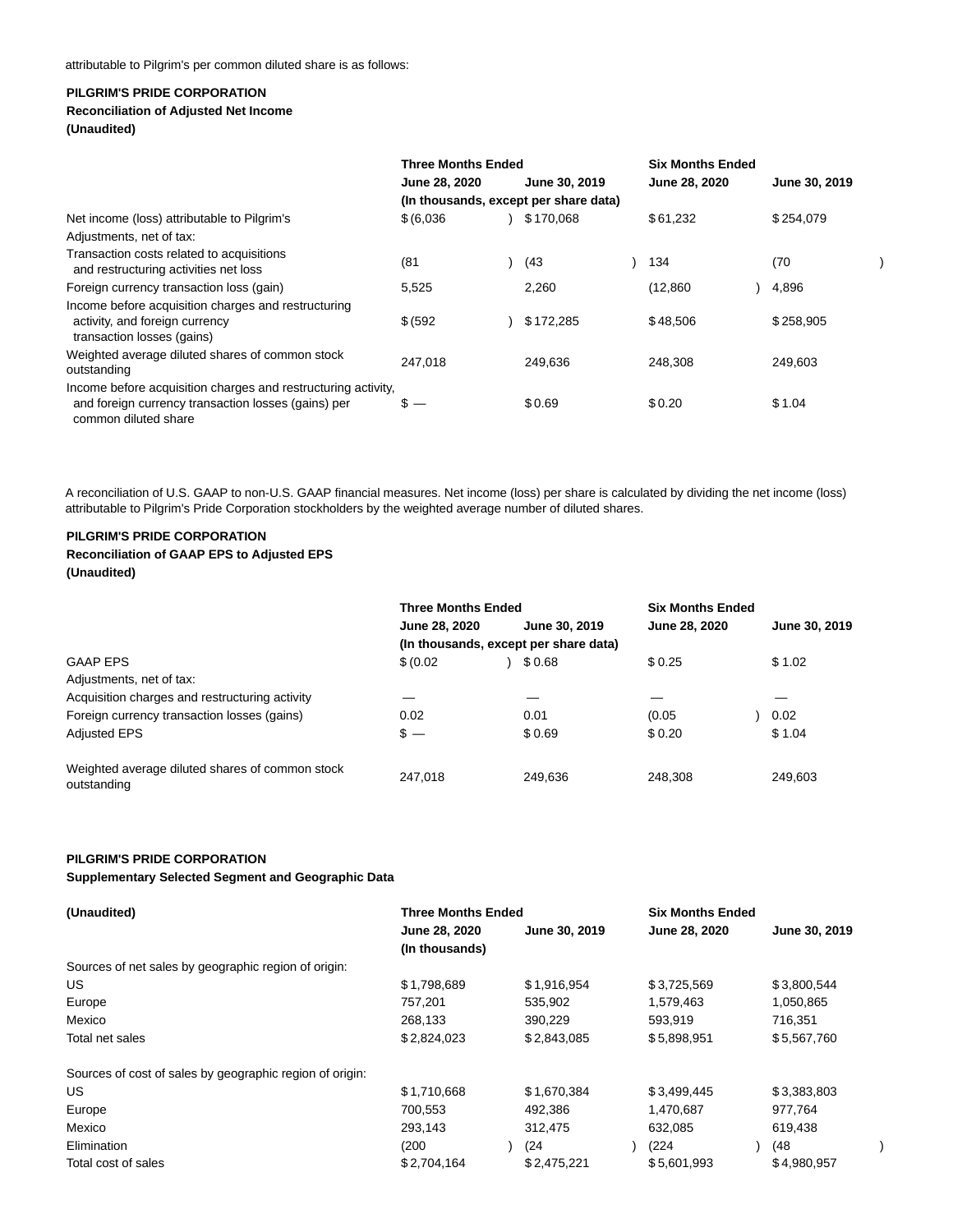attributable to Pilgrim's per common diluted share is as follows:

**PILGRIM'S PRIDE CORPORATION**
**Reconciliation of Adjusted Net Income**
**(Unaudited)**

| | Three Months Ended | | Six Months Ended | |
|---|---|---|---|---|
| | June 28, 2020 | June 30, 2019 | June 28, 2020 | June 30, 2019 |
| | (In thousands, except per share data) | | | |
| Net income (loss) attributable to Pilgrim's | $ (6,036) | $ 170,068 | $ 61,232 | $ 254,079 |
| Adjustments, net of tax: | | | | |
| Transaction costs related to acquisitions and restructuring activities net loss | (81) | (43) | 134 | (70) |
| Foreign currency transaction loss (gain) | 5,525 | 2,260 | (12,860) | 4,896 |
| Income before acquisition charges and restructuring activity, and foreign currency transaction losses (gains) | $ (592) | $ 172,285 | $ 48,506 | $ 258,905 |
| Weighted average diluted shares of common stock outstanding | 247,018 | 249,636 | 248,308 | 249,603 |
| Income before acquisition charges and restructuring activity, and foreign currency transaction losses (gains) per common diluted share | $ — | $ 0.69 | $ 0.20 | $ 1.04 |

A reconciliation of U.S. GAAP to non-U.S. GAAP financial measures. Net income (loss) per share is calculated by dividing the net income (loss) attributable to Pilgrim's Pride Corporation stockholders by the weighted average number of diluted shares.

**PILGRIM'S PRIDE CORPORATION**
**Reconciliation of GAAP EPS to Adjusted EPS**
**(Unaudited)**

| | Three Months Ended | | Six Months Ended | |
|---|---|---|---|---|
| | June 28, 2020 | June 30, 2019 | June 28, 2020 | June 30, 2019 |
| | (In thousands, except per share data) | | | |
| GAAP EPS | $ (0.02) | $ 0.68 | $ 0.25 | $ 1.02 |
| Adjustments, net of tax: | | | | |
| Acquisition charges and restructuring activity | — | — | — | — |
| Foreign currency transaction losses (gains) | 0.02 | 0.01 | (0.05) | 0.02 |
| Adjusted EPS | $ — | $ 0.69 | $ 0.20 | $ 1.04 |
| Weighted average diluted shares of common stock outstanding | 247,018 | 249,636 | 248,308 | 249,603 |

**PILGRIM'S PRIDE CORPORATION**
**Supplementary Selected Segment and Geographic Data**

| **(Unaudited)** | Three Months Ended | | Six Months Ended | |
|---|---|---|---|---|
| | June 28, 2020 | June 30, 2019 | June 28, 2020 | June 30, 2019 |
| | (In thousands) | | | |
| Sources of net sales by geographic region of origin: | | | | |
| US | $ 1,798,689 | $ 1,916,954 | $ 3,725,569 | $ 3,800,544 |
| Europe | 757,201 | 535,902 | 1,579,463 | 1,050,865 |
| Mexico | 268,133 | 390,229 | 593,919 | 716,351 |
| Total net sales | $ 2,824,023 | $ 2,843,085 | $ 5,898,951 | $ 5,567,760 |
| | | | | |
| Sources of cost of sales by geographic region of origin: | | | | |
| US | $ 1,710,668 | $ 1,670,384 | $ 3,499,445 | $ 3,383,803 |
| Europe | 700,553 | 492,386 | 1,470,687 | 977,764 |
| Mexico | 293,143 | 312,475 | 632,085 | 619,438 |
| Elimination | (200) | (24) | (224) | (48) |
| Total cost of sales | $ 2,704,164 | $ 2,475,221 | $ 5,601,993 | $ 4,980,957 |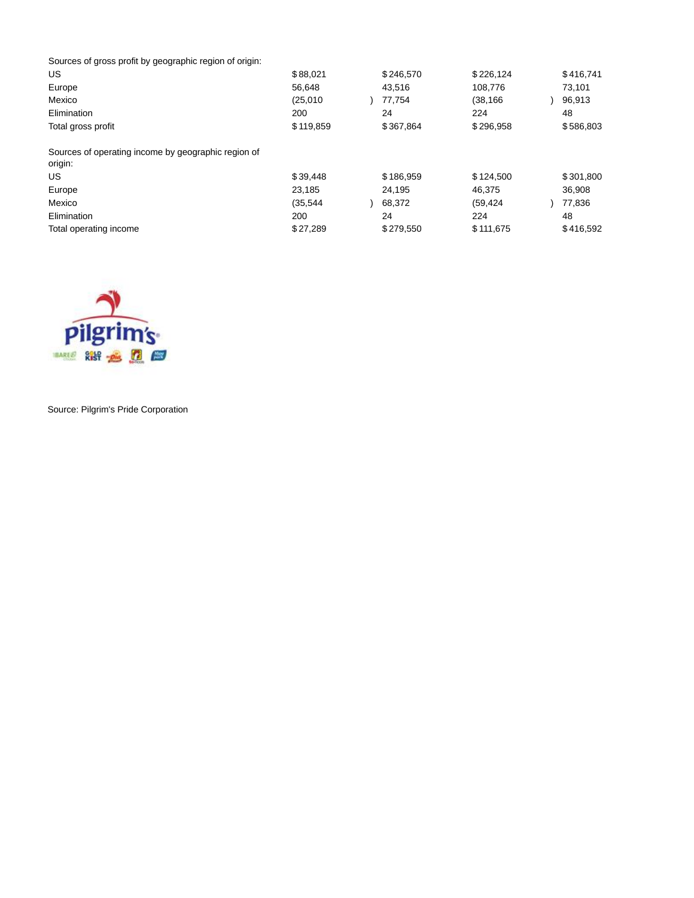| | | | | |
|---|---|---|---|---|
| Sources of gross profit by geographic region of origin: | | | | |
| US | $88,021 | $246,570 | $226,124 | $416,741 |
| Europe | 56,648 | 43,516 | 108,776 | 73,101 |
| Mexico | (25,010) | 77,754 | (38,166) | 96,913 |
| Elimination | 200 | 24 | 224 | 48 |
| Total gross profit | $119,859 | $367,864 | $296,958 | $586,803 |
| Sources of operating income by geographic region of origin: | | | | |
| US | $39,448 | $186,959 | $124,500 | $301,800 |
| Europe | 23,185 | 24,195 | 46,375 | 36,908 |
| Mexico | (35,544) | 68,372 | (59,424) | 77,836 |
| Elimination | 200 | 24 | 224 | 48 |
| Total operating income | $27,289 | $279,550 | $111,675 | $416,592 |

Source: Pilgrim's Pride Corporation